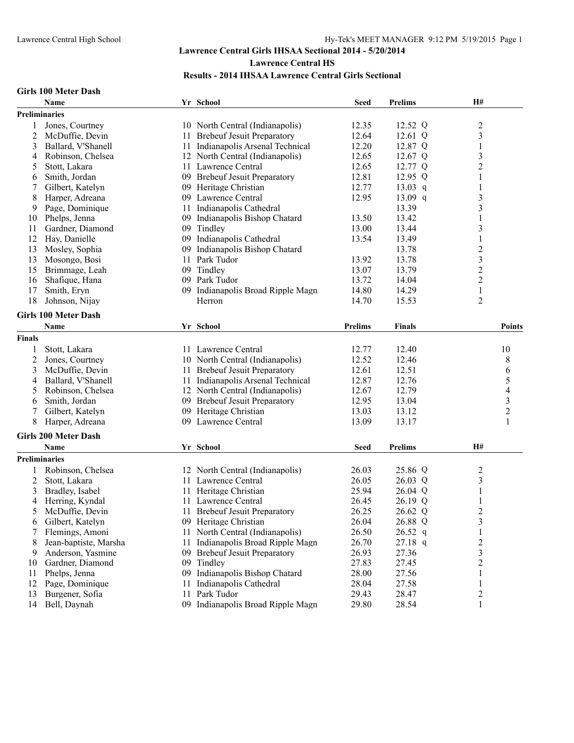# Lawrence Central Girls IHSAA Sectional 2014 - 5/20/2014

## Lawrence Central HS

### Results - 2014 IHSAA Lawrence Central Girls Sectional

**Girls 100 Meter Dash**

| | Name | Yr | School | Seed | Prelims | H# |
|---|---|---|---|---|---|---|
| **Preliminaries** | | | | | | |
| 1 | Jones, Courtney | 10 | North Central (Indianapolis) | 12.35 | 12.52 Q | 2 |
| 2 | McDuffie, Devin | 11 | Brebeuf Jesuit Preparatory | 12.64 | 12.61 Q | 3 |
| 3 | Ballard, V'Shanell | 11 | Indianapolis Arsenal Technical | 12.20 | 12.87 Q | 1 |
| 4 | Robinson, Chelsea | 12 | North Central (Indianapolis) | 12.65 | 12.67 Q | 3 |
| 5 | Stott, Lakara | 11 | Lawrence Central | 12.65 | 12.77 Q | 2 |
| 6 | Smith, Jordan | 09 | Brebeuf Jesuit Preparatory | 12.81 | 12.95 Q | 1 |
| 7 | Gilbert, Katelyn | 09 | Heritage Christian | 12.77 | 13.03 q | 1 |
| 8 | Harper, Adreana | 09 | Lawrence Central | 12.95 | 13.09 q | 3 |
| 9 | Page, Dominique | 11 | Indianapolis Cathedral | | 13.39 | 3 |
| 10 | Phelps, Jenna | 09 | Indianapolis Bishop Chatard | 13.50 | 13.42 | 1 |
| 11 | Gardner, Diamond | 09 | Tindley | 13.00 | 13.44 | 3 |
| 12 | Hay, Danielle | 09 | Indianapolis Cathedral | 13.54 | 13.49 | 1 |
| 13 | Mosley, Sophia | 09 | Indianapolis Bishop Chatard | | 13.78 | 2 |
| 13 | Mosongo, Bosi | 11 | Park Tudor | 13.92 | 13.78 | 3 |
| 15 | Brimmage, Leah | 09 | Tindley | 13.07 | 13.79 | 2 |
| 16 | Shafique, Hana | 09 | Park Tudor | 13.72 | 14.04 | 2 |
| 17 | Smith, Eryn | 09 | Indianapolis Broad Ripple Magn | 14.80 | 14.29 | 1 |
| 18 | Johnson, Nijay | | Herron | 14.70 | 15.53 | 2 |

**Girls 100 Meter Dash**

| | Name | Yr | School | Prelims | Finals | Points |
|---|---|---|---|---|---|---|
| **Finals** | | | | | | |
| 1 | Stott, Lakara | 11 | Lawrence Central | 12.77 | 12.40 | 10 |
| 2 | Jones, Courtney | 10 | North Central (Indianapolis) | 12.52 | 12.46 | 8 |
| 3 | McDuffie, Devin | 11 | Brebeuf Jesuit Preparatory | 12.61 | 12.51 | 6 |
| 4 | Ballard, V'Shanell | 11 | Indianapolis Arsenal Technical | 12.87 | 12.76 | 5 |
| 5 | Robinson, Chelsea | 12 | North Central (Indianapolis) | 12.67 | 12.79 | 4 |
| 6 | Smith, Jordan | 09 | Brebeuf Jesuit Preparatory | 12.95 | 13.04 | 3 |
| 7 | Gilbert, Katelyn | 09 | Heritage Christian | 13.03 | 13.12 | 2 |
| 8 | Harper, Adreana | 09 | Lawrence Central | 13.09 | 13.17 | 1 |

**Girls 200 Meter Dash**

| | Name | Yr | School | Seed | Prelims | H# |
|---|---|---|---|---|---|---|
| **Preliminaries** | | | | | | |
| 1 | Robinson, Chelsea | 12 | North Central (Indianapolis) | 26.03 | 25.86 Q | 2 |
| 2 | Stott, Lakara | 11 | Lawrence Central | 26.05 | 26.03 Q | 3 |
| 3 | Bradley, Isabel | 11 | Heritage Christian | 25.94 | 26.04 Q | 1 |
| 4 | Herring, Kyndal | 11 | Lawrence Central | 26.45 | 26.19 Q | 1 |
| 5 | McDuffie, Devin | 11 | Brebeuf Jesuit Preparatory | 26.25 | 26.62 Q | 2 |
| 6 | Gilbert, Katelyn | 09 | Heritage Christian | 26.04 | 26.88 Q | 3 |
| 7 | Flemings, Amoni | 11 | North Central (Indianapolis) | 26.50 | 26.52 q | 1 |
| 8 | Jean-baptiste, Marsha | 11 | Indianapolis Broad Ripple Magn | 26.70 | 27.18 q | 2 |
| 9 | Anderson, Yasmine | 09 | Brebeuf Jesuit Preparatory | 26.93 | 27.36 | 3 |
| 10 | Gardner, Diamond | 09 | Tindley | 27.83 | 27.45 | 2 |
| 11 | Phelps, Jenna | 09 | Indianapolis Bishop Chatard | 28.00 | 27.56 | 1 |
| 12 | Page, Dominique | 11 | Indianapolis Cathedral | 28.04 | 27.58 | 1 |
| 13 | Burgener, Sofia | 11 | Park Tudor | 29.43 | 28.47 | 2 |
| 14 | Bell, Daynah | 09 | Indianapolis Broad Ripple Magn | 29.80 | 28.54 | 1 |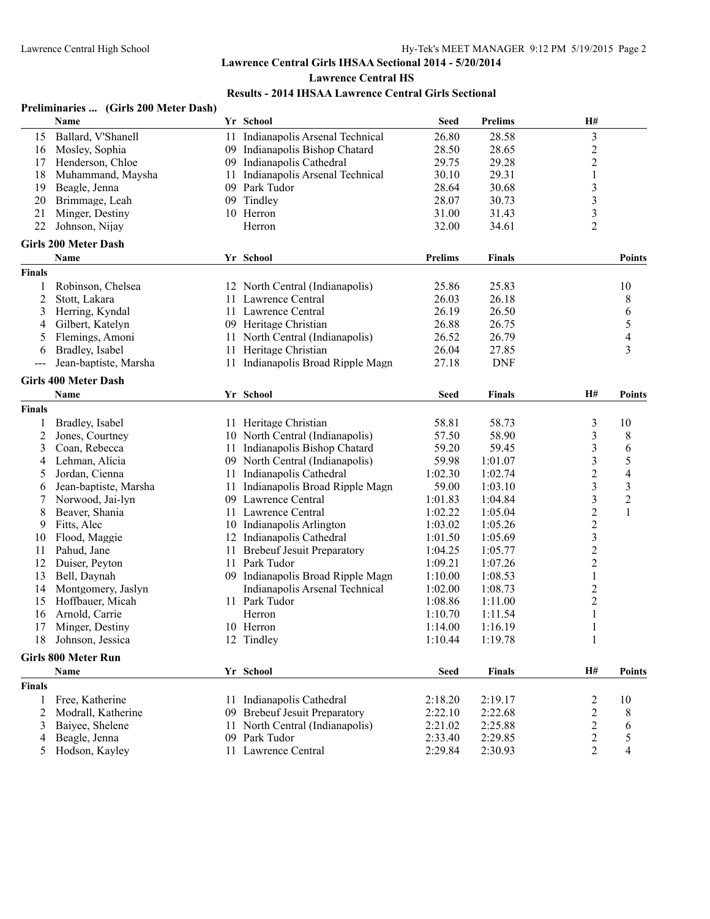**Lawrence Central Girls IHSAA Sectional 2014 - 5/20/2014**

**Lawrence Central HS**

**Results - 2014 IHSAA Lawrence Central Girls Sectional**

**Preliminaries ... (Girls 200 Meter Dash)**

| | Name | Yr | School | Seed | Prelims | H# |
|---|---|---|---|---|---|---|
| 15 | Ballard, V'Shanell | 11 | Indianapolis Arsenal Technical | 26.80 | 28.58 | 3 |
| 16 | Mosley, Sophia | 09 | Indianapolis Bishop Chatard | 28.50 | 28.65 | 2 |
| 17 | Henderson, Chloe | 09 | Indianapolis Cathedral | 29.75 | 29.28 | 2 |
| 18 | Muhammand, Maysha | 11 | Indianapolis Arsenal Technical | 30.10 | 29.31 | 1 |
| 19 | Beagle, Jenna | 09 | Park Tudor | 28.64 | 30.68 | 3 |
| 20 | Brimmage, Leah | 09 | Tindley | 28.07 | 30.73 | 3 |
| 21 | Minger, Destiny | 10 | Herron | 31.00 | 31.43 | 3 |
| 22 | Johnson, Nijay | | Herron | 32.00 | 34.61 | 2 |

**Girls 200 Meter Dash**

| | Name | Yr | School | Prelims | Finals | Points |
|---|---|---|---|---|---|---|
| **Finals** | | | | | | |
| 1 | Robinson, Chelsea | 12 | North Central (Indianapolis) | 25.86 | 25.83 | 10 |
| 2 | Stott, Lakara | 11 | Lawrence Central | 26.03 | 26.18 | 8 |
| 3 | Herring, Kyndal | 11 | Lawrence Central | 26.19 | 26.50 | 6 |
| 4 | Gilbert, Katelyn | 09 | Heritage Christian | 26.88 | 26.75 | 5 |
| 5 | Flemings, Amoni | 11 | North Central (Indianapolis) | 26.52 | 26.79 | 4 |
| 6 | Bradley, Isabel | 11 | Heritage Christian | 26.04 | 27.85 | 3 |
| --- | Jean-baptiste, Marsha | 11 | Indianapolis Broad Ripple Magn | 27.18 | DNF | |

**Girls 400 Meter Dash**

| | Name | Yr | School | Seed | Finals | H# | Points |
|---|---|---|---|---|---|---|---|
| **Finals** | | | | | | | |
| 1 | Bradley, Isabel | 11 | Heritage Christian | 58.81 | 58.73 | 3 | 10 |
| 2 | Jones, Courtney | 10 | North Central (Indianapolis) | 57.50 | 58.90 | 3 | 8 |
| 3 | Coan, Rebecca | 11 | Indianapolis Bishop Chatard | 59.20 | 59.45 | 3 | 6 |
| 4 | Lehman, Alicia | 09 | North Central (Indianapolis) | 59.98 | 1:01.07 | 3 | 5 |
| 5 | Jordan, Cienna | 11 | Indianapolis Cathedral | 1:02.30 | 1:02.74 | 2 | 4 |
| 6 | Jean-baptiste, Marsha | 11 | Indianapolis Broad Ripple Magn | 59.00 | 1:03.10 | 3 | 3 |
| 7 | Norwood, Jai-lyn | 09 | Lawrence Central | 1:01.83 | 1:04.84 | 3 | 2 |
| 8 | Beaver, Shania | 11 | Lawrence Central | 1:02.22 | 1:05.04 | 2 | 1 |
| 9 | Fitts, Alec | 10 | Indianapolis Arlington | 1:03.02 | 1:05.26 | 2 | |
| 10 | Flood, Maggie | 12 | Indianapolis Cathedral | 1:01.50 | 1:05.69 | 3 | |
| 11 | Pahud, Jane | 11 | Brebeuf Jesuit Preparatory | 1:04.25 | 1:05.77 | 2 | |
| 12 | Duiser, Peyton | 11 | Park Tudor | 1:09.21 | 1:07.26 | 2 | |
| 13 | Bell, Daynah | 09 | Indianapolis Broad Ripple Magn | 1:10.00 | 1:08.53 | 1 | |
| 14 | Montgomery, Jaslyn | | Indianapolis Arsenal Technical | 1:02.00 | 1:08.73 | 2 | |
| 15 | Hoffbauer, Micah | 11 | Park Tudor | 1:08.86 | 1:11.00 | 2 | |
| 16 | Arnold, Carrie | | Herron | 1:10.70 | 1:11.54 | 1 | |
| 17 | Minger, Destiny | 10 | Herron | 1:14.00 | 1:16.19 | 1 | |
| 18 | Johnson, Jessica | 12 | Tindley | 1:10.44 | 1:19.78 | 1 | |

**Girls 800 Meter Run**

| | Name | Yr | School | Seed | Finals | H# | Points |
|---|---|---|---|---|---|---|---|
| **Finals** | | | | | | | |
| 1 | Free, Katherine | 11 | Indianapolis Cathedral | 2:18.20 | 2:19.17 | 2 | 10 |
| 2 | Modrall, Katherine | 09 | Brebeuf Jesuit Preparatory | 2:22.10 | 2:22.68 | 2 | 8 |
| 3 | Baiyee, Shelene | 11 | North Central (Indianapolis) | 2:21.02 | 2:25.88 | 2 | 6 |
| 4 | Beagle, Jenna | 09 | Park Tudor | 2:33.40 | 2:29.85 | 2 | 5 |
| 5 | Hodson, Kayley | 11 | Lawrence Central | 2:29.84 | 2:30.93 | 2 | 4 |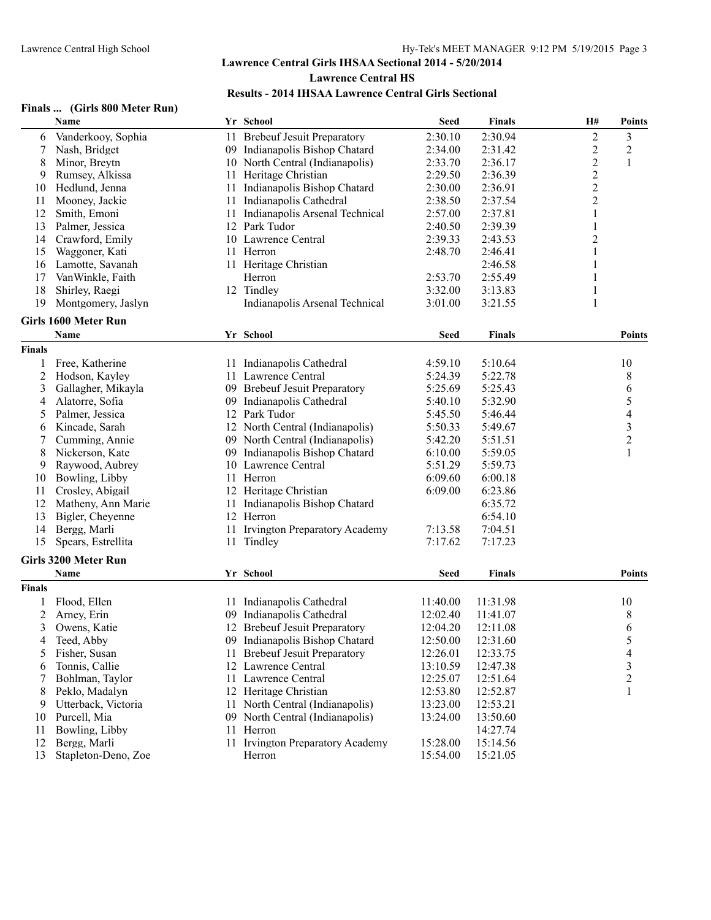## Lawrence Central Girls IHSAA Sectional 2014 - 5/20/2014

**Lawrence Central HS**

**Results - 2014 IHSAA Lawrence Central Girls Sectional**

### Finals ... (Girls 800 Meter Run)

| | Name | Yr | School | Seed | Finals | H# | Points |
|---|---|---|---|---|---|---|---|
| 6 | Vanderkooy, Sophia | 11 | Brebeuf Jesuit Preparatory | 2:30.10 | 2:30.94 | 2 | 3 |
| 7 | Nash, Bridget | 09 | Indianapolis Bishop Chatard | 2:34.00 | 2:31.42 | 2 | 2 |
| 8 | Minor, Breytn | 10 | North Central (Indianapolis) | 2:33.70 | 2:36.17 | 2 | 1 |
| 9 | Rumsey, Alkissa | 11 | Heritage Christian | 2:29.50 | 2:36.39 | 2 | |
| 10 | Hedlund, Jenna | 11 | Indianapolis Bishop Chatard | 2:30.00 | 2:36.91 | 2 | |
| 11 | Mooney, Jackie | 11 | Indianapolis Cathedral | 2:38.50 | 2:37.54 | 2 | |
| 12 | Smith, Emoni | 11 | Indianapolis Arsenal Technical | 2:57.00 | 2:37.81 | 1 | |
| 13 | Palmer, Jessica | 12 | Park Tudor | 2:40.50 | 2:39.39 | 1 | |
| 14 | Crawford, Emily | 10 | Lawrence Central | 2:39.33 | 2:43.53 | 2 | |
| 15 | Waggoner, Kati | 11 | Herron | 2:48.70 | 2:46.41 | 1 | |
| 16 | Lamotte, Savanah | 11 | Heritage Christian | | 2:46.58 | 1 | |
| 17 | VanWinkle, Faith | | Herron | 2:53.70 | 2:55.49 | 1 | |
| 18 | Shirley, Raegi | 12 | Tindley | 3:32.00 | 3:13.83 | 1 | |
| 19 | Montgomery, Jaslyn | | Indianapolis Arsenal Technical | 3:01.00 | 3:21.55 | 1 | |

### Girls 1600 Meter Run

**Finals**

| | Name | Yr | School | Seed | Finals | Points |
|---|---|---|---|---|---|---|
| 1 | Free, Katherine | 11 | Indianapolis Cathedral | 4:59.10 | 5:10.64 | 10 |
| 2 | Hodson, Kayley | 11 | Lawrence Central | 5:24.39 | 5:22.78 | 8 |
| 3 | Gallagher, Mikayla | 09 | Brebeuf Jesuit Preparatory | 5:25.69 | 5:25.43 | 6 |
| 4 | Alatorre, Sofia | 09 | Indianapolis Cathedral | 5:40.10 | 5:32.90 | 5 |
| 5 | Palmer, Jessica | 12 | Park Tudor | 5:45.50 | 5:46.44 | 4 |
| 6 | Kincade, Sarah | 12 | North Central (Indianapolis) | 5:50.33 | 5:49.67 | 3 |
| 7 | Cumming, Annie | 09 | North Central (Indianapolis) | 5:42.20 | 5:51.51 | 2 |
| 8 | Nickerson, Kate | 09 | Indianapolis Bishop Chatard | 6:10.00 | 5:59.05 | 1 |
| 9 | Raywood, Aubrey | 10 | Lawrence Central | 5:51.29 | 5:59.73 | |
| 10 | Bowling, Libby | 11 | Herron | 6:09.60 | 6:00.18 | |
| 11 | Crosley, Abigail | 12 | Heritage Christian | 6:09.00 | 6:23.86 | |
| 12 | Matheny, Ann Marie | 11 | Indianapolis Bishop Chatard | | 6:35.72 | |
| 13 | Bigler, Cheyenne | 12 | Herron | | 6:54.10 | |
| 14 | Bergg, Marli | 11 | Irvington Preparatory Academy | 7:13.58 | 7:04.51 | |
| 15 | Spears, Estrellita | 11 | Tindley | 7:17.62 | 7:17.23 | |

### Girls 3200 Meter Run

**Finals**

| | Name | Yr | School | Seed | Finals | Points |
|---|---|---|---|---|---|---|
| 1 | Flood, Ellen | 11 | Indianapolis Cathedral | 11:40.00 | 11:31.98 | 10 |
| 2 | Arney, Erin | 09 | Indianapolis Cathedral | 12:02.40 | 11:41.07 | 8 |
| 3 | Owens, Katie | 12 | Brebeuf Jesuit Preparatory | 12:04.20 | 12:11.08 | 6 |
| 4 | Teed, Abby | 09 | Indianapolis Bishop Chatard | 12:50.00 | 12:31.60 | 5 |
| 5 | Fisher, Susan | 11 | Brebeuf Jesuit Preparatory | 12:26.01 | 12:33.75 | 4 |
| 6 | Tonnis, Callie | 12 | Lawrence Central | 13:10.59 | 12:47.38 | 3 |
| 7 | Bohlman, Taylor | 11 | Lawrence Central | 12:25.07 | 12:51.64 | 2 |
| 8 | Peklo, Madalyn | 12 | Heritage Christian | 12:53.80 | 12:52.87 | 1 |
| 9 | Utterback, Victoria | 11 | North Central (Indianapolis) | 13:23.00 | 12:53.21 | |
| 10 | Purcell, Mia | 09 | North Central (Indianapolis) | 13:24.00 | 13:50.60 | |
| 11 | Bowling, Libby | 11 | Herron | | 14:27.74 | |
| 12 | Bergg, Marli | 11 | Irvington Preparatory Academy | 15:28.00 | 15:14.56 | |
| 13 | Stapleton-Deno, Zoe | | Herron | 15:54.00 | 15:21.05 | |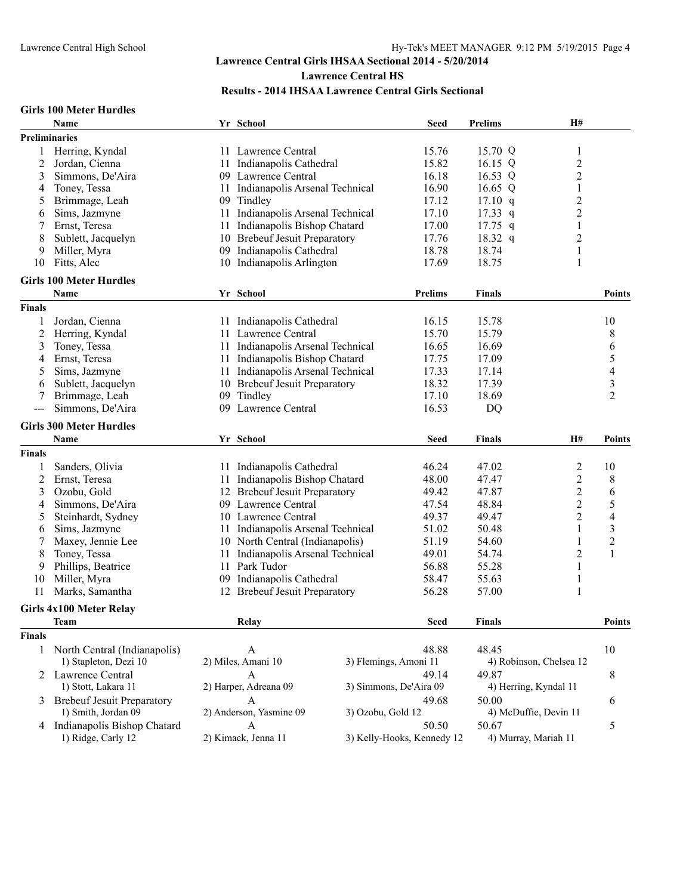# Lawrence Central Girls IHSAA Sectional 2014 - 5/20/2014

## Lawrence Central HS

### Results - 2014 IHSAA Lawrence Central Girls Sectional

**Girls 100 Meter Hurdles**

| | Name | Yr | School | Seed | Prelims | H# |
|---|---|---|---|---|---|---|
| **Preliminaries** | | | | | | |
| 1 | Herring, Kyndal | 11 | Lawrence Central | 15.76 | 15.70 Q | 1 |
| 2 | Jordan, Cienna | 11 | Indianapolis Cathedral | 15.82 | 16.15 Q | 2 |
| 3 | Simmons, De'Aira | 09 | Lawrence Central | 16.18 | 16.53 Q | 2 |
| 4 | Toney, Tessa | 11 | Indianapolis Arsenal Technical | 16.90 | 16.65 Q | 1 |
| 5 | Brimmage, Leah | 09 | Tindley | 17.12 | 17.10 q | 2 |
| 6 | Sims, Jazmyne | 11 | Indianapolis Arsenal Technical | 17.10 | 17.33 q | 2 |
| 7 | Ernst, Teresa | 11 | Indianapolis Bishop Chatard | 17.00 | 17.75 q | 1 |
| 8 | Sublett, Jacquelyn | 10 | Brebeuf Jesuit Preparatory | 17.76 | 18.32 q | 2 |
| 9 | Miller, Myra | 09 | Indianapolis Cathedral | 18.78 | 18.74 | 1 |
| 10 | Fitts, Alec | 10 | Indianapolis Arlington | 17.69 | 18.75 | 1 |

**Girls 100 Meter Hurdles**

| | Name | Yr | School | Prelims | Finals | Points |
|---|---|---|---|---|---|---|
| **Finals** | | | | | | |
| 1 | Jordan, Cienna | 11 | Indianapolis Cathedral | 16.15 | 15.78 | 10 |
| 2 | Herring, Kyndal | 11 | Lawrence Central | 15.70 | 15.79 | 8 |
| 3 | Toney, Tessa | 11 | Indianapolis Arsenal Technical | 16.65 | 16.69 | 6 |
| 4 | Ernst, Teresa | 11 | Indianapolis Bishop Chatard | 17.75 | 17.09 | 5 |
| 5 | Sims, Jazmyne | 11 | Indianapolis Arsenal Technical | 17.33 | 17.14 | 4 |
| 6 | Sublett, Jacquelyn | 10 | Brebeuf Jesuit Preparatory | 18.32 | 17.39 | 3 |
| 7 | Brimmage, Leah | 09 | Tindley | 17.10 | 18.69 | 2 |
| --- | Simmons, De'Aira | 09 | Lawrence Central | 16.53 | DQ | |

**Girls 300 Meter Hurdles**

| | Name | Yr | School | Seed | Finals | H# | Points |
|---|---|---|---|---|---|---|---|
| **Finals** | | | | | | | |
| 1 | Sanders, Olivia | 11 | Indianapolis Cathedral | 46.24 | 47.02 | 2 | 10 |
| 2 | Ernst, Teresa | 11 | Indianapolis Bishop Chatard | 48.00 | 47.47 | 2 | 8 |
| 3 | Ozobu, Gold | 12 | Brebeuf Jesuit Preparatory | 49.42 | 47.87 | 2 | 6 |
| 4 | Simmons, De'Aira | 09 | Lawrence Central | 47.54 | 48.84 | 2 | 5 |
| 5 | Steinhardt, Sydney | 10 | Lawrence Central | 49.37 | 49.47 | 2 | 4 |
| 6 | Sims, Jazmyne | 11 | Indianapolis Arsenal Technical | 51.02 | 50.48 | 1 | 3 |
| 7 | Maxey, Jennie Lee | 10 | North Central (Indianapolis) | 51.19 | 54.60 | 1 | 2 |
| 8 | Toney, Tessa | 11 | Indianapolis Arsenal Technical | 49.01 | 54.74 | 2 | 1 |
| 9 | Phillips, Beatrice | 11 | Park Tudor | 56.88 | 55.28 | 1 | |
| 10 | Miller, Myra | 09 | Indianapolis Cathedral | 58.47 | 55.63 | 1 | |
| 11 | Marks, Samantha | 12 | Brebeuf Jesuit Preparatory | 56.28 | 57.00 | 1 | |

**Girls 4x100 Meter Relay**

| | Team | Relay | Seed | Finals | Points |
|---|---|---|---|---|---|
| **Finals** | | | | | |
| 1 | North Central (Indianapolis) | A | 48.88 | 48.45 | 10 |
| | 1) Stapleton, Dezi 10 | 2) Miles, Amani 10 | 3) Flemings, Amoni 11 | 4) Robinson, Chelsea 12 | |
| 2 | Lawrence Central | A | 49.14 | 49.87 | 8 |
| | 1) Stott, Lakara 11 | 2) Harper, Adreana 09 | 3) Simmons, De'Aira 09 | 4) Herring, Kyndal 11 | |
| 3 | Brebeuf Jesuit Preparatory | A | 49.68 | 50.00 | 6 |
| | 1) Smith, Jordan 09 | 2) Anderson, Yasmine 09 | 3) Ozobu, Gold 12 | 4) McDuffie, Devin 11 | |
| 4 | Indianapolis Bishop Chatard | A | 50.50 | 50.67 | 5 |
| | 1) Ridge, Carly 12 | 2) Kimack, Jenna 11 | 3) Kelly-Hooks, Kennedy 12 | 4) Murray, Mariah 11 | |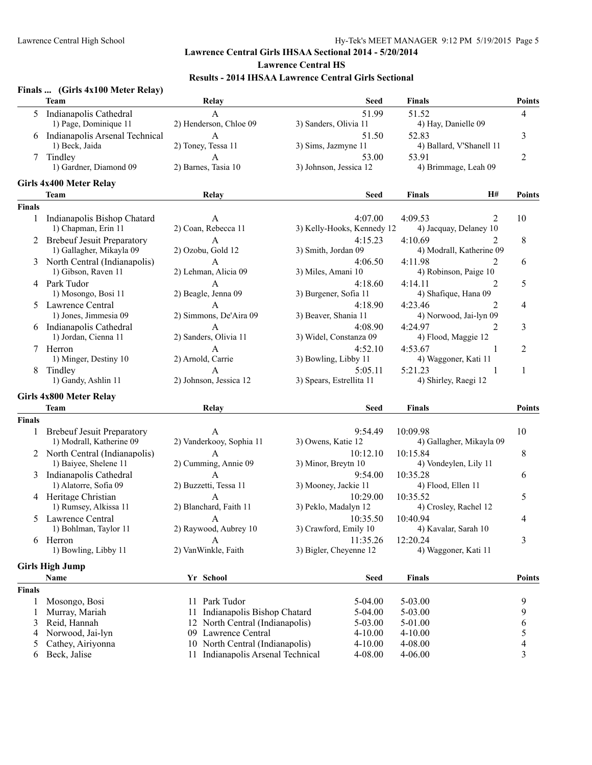## Lawrence Central Girls IHSAA Sectional 2014 - 5/20/2014

### Lawrence Central HS

### Results - 2014 IHSAA Lawrence Central Girls Sectional

**Finals ... (Girls 4x100 Meter Relay)**

| | Team | Relay | Seed | Finals | Points |
|---|---|---|---|---|---|
| 5 | Indianapolis Cathedral | A | 51.99 | 51.52 | 4 |
| | 1) Page, Dominique 11 | 2) Henderson, Chloe 09 | 3) Sanders, Olivia 11 | 4) Hay, Danielle 09 | |
| 6 | Indianapolis Arsenal Technical | A | 51.50 | 52.83 | 3 |
| | 1) Beck, Jaida | 2) Toney, Tessa 11 | 3) Sims, Jazmyne 11 | 4) Ballard, V'Shanell 11 | |
| 7 | Tindley | A | 53.00 | 53.91 | 2 |
| | 1) Gardner, Diamond 09 | 2) Barnes, Tasia 10 | 3) Johnson, Jessica 12 | 4) Brimmage, Leah 09 | |

**Girls 4x400 Meter Relay**

| | Team | Relay | Seed | Finals | H# | Points |
|---|---|---|---|---|---|---|
| **Finals** | | | | | | |
| 1 | Indianapolis Bishop Chatard | A | 4:07.00 | 4:09.53 | 2 | 10 |
| | 1) Chapman, Erin 11 | 2) Coan, Rebecca 11 | 3) Kelly-Hooks, Kennedy 12 | 4) Jacquay, Delaney 10 | | |
| 2 | Brebeuf Jesuit Preparatory | A | 4:15.23 | 4:10.69 | 2 | 8 |
| | 1) Gallagher, Mikayla 09 | 2) Ozobu, Gold 12 | 3) Smith, Jordan 09 | 4) Modrall, Katherine 09 | | |
| 3 | North Central (Indianapolis) | A | 4:06.50 | 4:11.98 | 2 | 6 |
| | 1) Gibson, Raven 11 | 2) Lehman, Alicia 09 | 3) Miles, Amani 10 | 4) Robinson, Paige 10 | | |
| 4 | Park Tudor | A | 4:18.60 | 4:14.11 | 2 | 5 |
| | 1) Mosongo, Bosi 11 | 2) Beagle, Jenna 09 | 3) Burgener, Sofia 11 | 4) Shafique, Hana 09 | | |
| 5 | Lawrence Central | A | 4:18.90 | 4:23.46 | 2 | 4 |
| | 1) Jones, Jimmesia 09 | 2) Simmons, De'Aira 09 | 3) Beaver, Shania 11 | 4) Norwood, Jai-lyn 09 | | |
| 6 | Indianapolis Cathedral | A | 4:08.90 | 4:24.97 | 2 | 3 |
| | 1) Jordan, Cienna 11 | 2) Sanders, Olivia 11 | 3) Widel, Constanza 09 | 4) Flood, Maggie 12 | | |
| 7 | Herron | A | 4:52.10 | 4:53.67 | 1 | 2 |
| | 1) Minger, Destiny 10 | 2) Arnold, Carrie | 3) Bowling, Libby 11 | 4) Waggoner, Kati 11 | | |
| 8 | Tindley | A | 5:05.11 | 5:21.23 | 1 | 1 |
| | 1) Gandy, Ashlin 11 | 2) Johnson, Jessica 12 | 3) Spears, Estrellita 11 | 4) Shirley, Raegi 12 | | |

**Girls 4x800 Meter Relay**

| | Team | Relay | Seed | Finals | Points |
|---|---|---|---|---|---|
| **Finals** | | | | | |
| 1 | Brebeuf Jesuit Preparatory | A | 9:54.49 | 10:09.98 | 10 |
| | 1) Modrall, Katherine 09 | 2) Vanderkooy, Sophia 11 | 3) Owens, Katie 12 | 4) Gallagher, Mikayla 09 | |
| 2 | North Central (Indianapolis) | A | 10:12.10 | 10:15.84 | 8 |
| | 1) Baiyee, Shelene 11 | 2) Cumming, Annie 09 | 3) Minor, Breytn 10 | 4) Vondeylen, Lily 11 | |
| 3 | Indianapolis Cathedral | A | 9:54.00 | 10:35.28 | 6 |
| | 1) Alatorre, Sofia 09 | 2) Buzzetti, Tessa 11 | 3) Mooney, Jackie 11 | 4) Flood, Ellen 11 | |
| 4 | Heritage Christian | A | 10:29.00 | 10:35.52 | 5 |
| | 1) Rumsey, Alkissa 11 | 2) Blanchard, Faith 11 | 3) Peklo, Madalyn 12 | 4) Crosley, Rachel 12 | |
| 5 | Lawrence Central | A | 10:35.50 | 10:40.94 | 4 |
| | 1) Bohlman, Taylor 11 | 2) Raywood, Aubrey 10 | 3) Crawford, Emily 10 | 4) Kavalar, Sarah 10 | |
| 6 | Herron | A | 11:35.26 | 12:20.24 | 3 |
| | 1) Bowling, Libby 11 | 2) VanWinkle, Faith | 3) Bigler, Cheyenne 12 | 4) Waggoner, Kati 11 | |

**Girls High Jump**

| | Name | Yr | School | Seed | Finals | Points |
|---|---|---|---|---|---|---|
| **Finals** | | | | | | |
| 1 | Mosongo, Bosi | 11 | Park Tudor | 5-04.00 | 5-03.00 | 9 |
| 1 | Murray, Mariah | 11 | Indianapolis Bishop Chatard | 5-04.00 | 5-03.00 | 9 |
| 3 | Reid, Hannah | 12 | North Central (Indianapolis) | 5-03.00 | 5-01.00 | 6 |
| 4 | Norwood, Jai-lyn | 09 | Lawrence Central | 4-10.00 | 4-10.00 | 5 |
| 5 | Cathey, Airiyonna | 10 | North Central (Indianapolis) | 4-10.00 | 4-08.00 | 4 |
| 6 | Beck, Jalise | 11 | Indianapolis Arsenal Technical | 4-08.00 | 4-06.00 | 3 |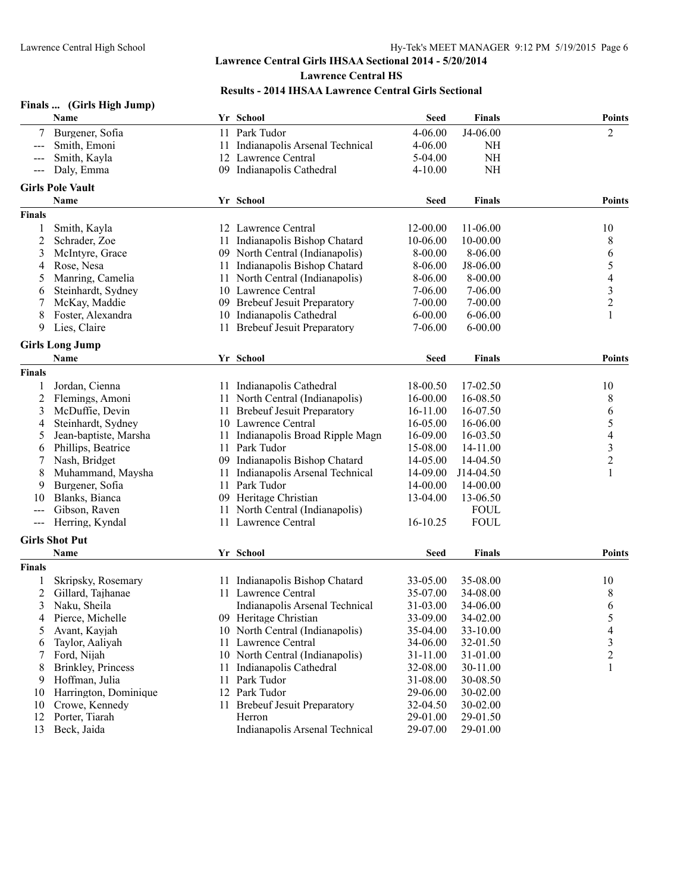## Lawrence Central Girls IHSAA Sectional 2014 - 5/20/2014

### Lawrence Central HS

### Results - 2014 IHSAA Lawrence Central Girls Sectional

**Finals ... (Girls High Jump)**

| | Name | Yr | School | Seed | Finals | Points |
|---|---|---|---|---|---|---|
| 7 | Burgener, Sofia | 11 | Park Tudor | 4-06.00 | J4-06.00 | 2 |
| --- | Smith, Emoni | 11 | Indianapolis Arsenal Technical | 4-06.00 | NH | |
| --- | Smith, Kayla | 12 | Lawrence Central | 5-04.00 | NH | |
| --- | Daly, Emma | 09 | Indianapolis Cathedral | 4-10.00 | NH | |

**Girls Pole Vault**

| | Name | Yr | School | Seed | Finals | Points |
|---|---|---|---|---|---|---|
| **Finals** | | | | | | |
| 1 | Smith, Kayla | 12 | Lawrence Central | 12-00.00 | 11-06.00 | 10 |
| 2 | Schrader, Zoe | 11 | Indianapolis Bishop Chatard | 10-06.00 | 10-00.00 | 8 |
| 3 | McIntyre, Grace | 09 | North Central (Indianapolis) | 8-00.00 | 8-06.00 | 6 |
| 4 | Rose, Nesa | 11 | Indianapolis Bishop Chatard | 8-06.00 | J8-06.00 | 5 |
| 5 | Manring, Camelia | 11 | North Central (Indianapolis) | 8-06.00 | 8-00.00 | 4 |
| 6 | Steinhardt, Sydney | 10 | Lawrence Central | 7-06.00 | 7-06.00 | 3 |
| 7 | McKay, Maddie | 09 | Brebeuf Jesuit Preparatory | 7-00.00 | 7-00.00 | 2 |
| 8 | Foster, Alexandra | 10 | Indianapolis Cathedral | 6-00.00 | 6-06.00 | 1 |
| 9 | Lies, Claire | 11 | Brebeuf Jesuit Preparatory | 7-06.00 | 6-00.00 | |

**Girls Long Jump**

| | Name | Yr | School | Seed | Finals | Points |
|---|---|---|---|---|---|---|
| **Finals** | | | | | | |
| 1 | Jordan, Cienna | 11 | Indianapolis Cathedral | 18-00.50 | 17-02.50 | 10 |
| 2 | Flemings, Amoni | 11 | North Central (Indianapolis) | 16-00.00 | 16-08.50 | 8 |
| 3 | McDuffie, Devin | 11 | Brebeuf Jesuit Preparatory | 16-11.00 | 16-07.50 | 6 |
| 4 | Steinhardt, Sydney | 10 | Lawrence Central | 16-05.00 | 16-06.00 | 5 |
| 5 | Jean-baptiste, Marsha | 11 | Indianapolis Broad Ripple Magn | 16-09.00 | 16-03.50 | 4 |
| 6 | Phillips, Beatrice | 11 | Park Tudor | 15-08.00 | 14-11.00 | 3 |
| 7 | Nash, Bridget | 09 | Indianapolis Bishop Chatard | 14-05.00 | 14-04.50 | 2 |
| 8 | Muhammand, Maysha | 11 | Indianapolis Arsenal Technical | 14-09.00 | J14-04.50 | 1 |
| 9 | Burgener, Sofia | 11 | Park Tudor | 14-00.00 | 14-00.00 | |
| 10 | Blanks, Bianca | 09 | Heritage Christian | 13-04.00 | 13-06.50 | |
| --- | Gibson, Raven | 11 | North Central (Indianapolis) | | FOUL | |
| --- | Herring, Kyndal | 11 | Lawrence Central | 16-10.25 | FOUL | |

**Girls Shot Put**

| | Name | Yr | School | Seed | Finals | Points |
|---|---|---|---|---|---|---|
| **Finals** | | | | | | |
| 1 | Skripsky, Rosemary | 11 | Indianapolis Bishop Chatard | 33-05.00 | 35-08.00 | 10 |
| 2 | Gillard, Tajhanae | 11 | Lawrence Central | 35-07.00 | 34-08.00 | 8 |
| 3 | Naku, Sheila | | Indianapolis Arsenal Technical | 31-03.00 | 34-06.00 | 6 |
| 4 | Pierce, Michelle | 09 | Heritage Christian | 33-09.00 | 34-02.00 | 5 |
| 5 | Avant, Kayjah | 10 | North Central (Indianapolis) | 35-04.00 | 33-10.00 | 4 |
| 6 | Taylor, Aaliyah | 11 | Lawrence Central | 34-06.00 | 32-01.50 | 3 |
| 7 | Ford, Nijah | 10 | North Central (Indianapolis) | 31-11.00 | 31-01.00 | 2 |
| 8 | Brinkley, Princess | 11 | Indianapolis Cathedral | 32-08.00 | 30-11.00 | 1 |
| 9 | Hoffman, Julia | 11 | Park Tudor | 31-08.00 | 30-08.50 | |
| 10 | Harrington, Dominique | 12 | Park Tudor | 29-06.00 | 30-02.00 | |
| 10 | Crowe, Kennedy | 11 | Brebeuf Jesuit Preparatory | 32-04.50 | 30-02.00 | |
| 12 | Porter, Tiarah | | Herron | 29-01.00 | 29-01.50 | |
| 13 | Beck, Jaida | | Indianapolis Arsenal Technical | 29-07.00 | 29-01.00 | |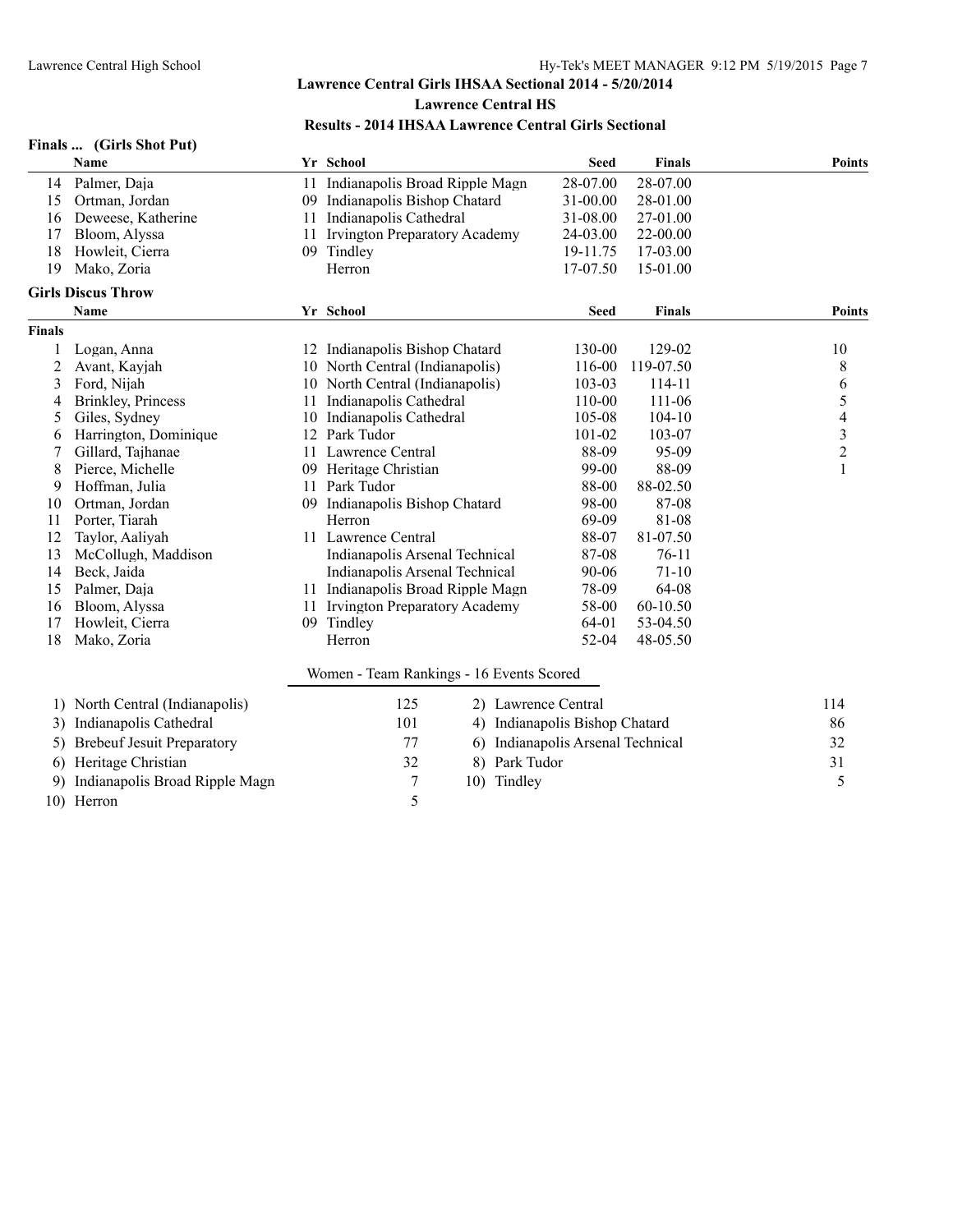**Lawrence Central Girls IHSAA Sectional 2014 - 5/20/2014**

**Lawrence Central HS**

**Results - 2014 IHSAA Lawrence Central Girls Sectional**

### Finals ... (Girls Shot Put)

| | Name | Yr | School | Seed | Finals | Points |
|---|---|---|---|---|---|---|
| 14 | Palmer, Daja | 11 | Indianapolis Broad Ripple Magn | 28-07.00 | 28-07.00 | |
| 15 | Ortman, Jordan | 09 | Indianapolis Bishop Chatard | 31-00.00 | 28-01.00 | |
| 16 | Deweese, Katherine | 11 | Indianapolis Cathedral | 31-08.00 | 27-01.00 | |
| 17 | Bloom, Alyssa | 11 | Irvington Preparatory Academy | 24-03.00 | 22-00.00 | |
| 18 | Howleit, Cierra | 09 | Tindley | 19-11.75 | 17-03.00 | |
| 19 | Mako, Zoria | | Herron | 17-07.50 | 15-01.00 | |

### Girls Discus Throw

**Finals**

| | Name | Yr | School | Seed | Finals | Points |
|---|---|---|---|---|---|---|
| 1 | Logan, Anna | 12 | Indianapolis Bishop Chatard | 130-00 | 129-02 | 10 |
| 2 | Avant, Kayjah | 10 | North Central (Indianapolis) | 116-00 | 119-07.50 | 8 |
| 3 | Ford, Nijah | 10 | North Central (Indianapolis) | 103-03 | 114-11 | 6 |
| 4 | Brinkley, Princess | 11 | Indianapolis Cathedral | 110-00 | 111-06 | 5 |
| 5 | Giles, Sydney | 10 | Indianapolis Cathedral | 105-08 | 104-10 | 4 |
| 6 | Harrington, Dominique | 12 | Park Tudor | 101-02 | 103-07 | 3 |
| 7 | Gillard, Tajhanae | 11 | Lawrence Central | 88-09 | 95-09 | 2 |
| 8 | Pierce, Michelle | 09 | Heritage Christian | 99-00 | 88-09 | 1 |
| 9 | Hoffman, Julia | 11 | Park Tudor | 88-00 | 88-02.50 | |
| 10 | Ortman, Jordan | 09 | Indianapolis Bishop Chatard | 98-00 | 87-08 | |
| 11 | Porter, Tiarah | | Herron | 69-09 | 81-08 | |
| 12 | Taylor, Aaliyah | 11 | Lawrence Central | 88-07 | 81-07.50 | |
| 13 | McCollugh, Maddison | | Indianapolis Arsenal Technical | 87-08 | 76-11 | |
| 14 | Beck, Jaida | | Indianapolis Arsenal Technical | 90-06 | 71-10 | |
| 15 | Palmer, Daja | 11 | Indianapolis Broad Ripple Magn | 78-09 | 64-08 | |
| 16 | Bloom, Alyssa | 11 | Irvington Preparatory Academy | 58-00 | 60-10.50 | |
| 17 | Howleit, Cierra | 09 | Tindley | 64-01 | 53-04.50 | |
| 18 | Mako, Zoria | | Herron | 52-04 | 48-05.50 | |

### Women - Team Rankings - 16 Events Scored

| | | | | | |
|---|---|---|---|---|---|
| 1) | North Central (Indianapolis) | 125 | 2) | Lawrence Central | 114 |
| 3) | Indianapolis Cathedral | 101 | 4) | Indianapolis Bishop Chatard | 86 |
| 5) | Brebeuf Jesuit Preparatory | 77 | 6) | Indianapolis Arsenal Technical | 32 |
| 6) | Heritage Christian | 32 | 8) | Park Tudor | 31 |
| 9) | Indianapolis Broad Ripple Magn | 7 | 10) | Tindley | 5 |
| 10) | Herron | 5 | | | |